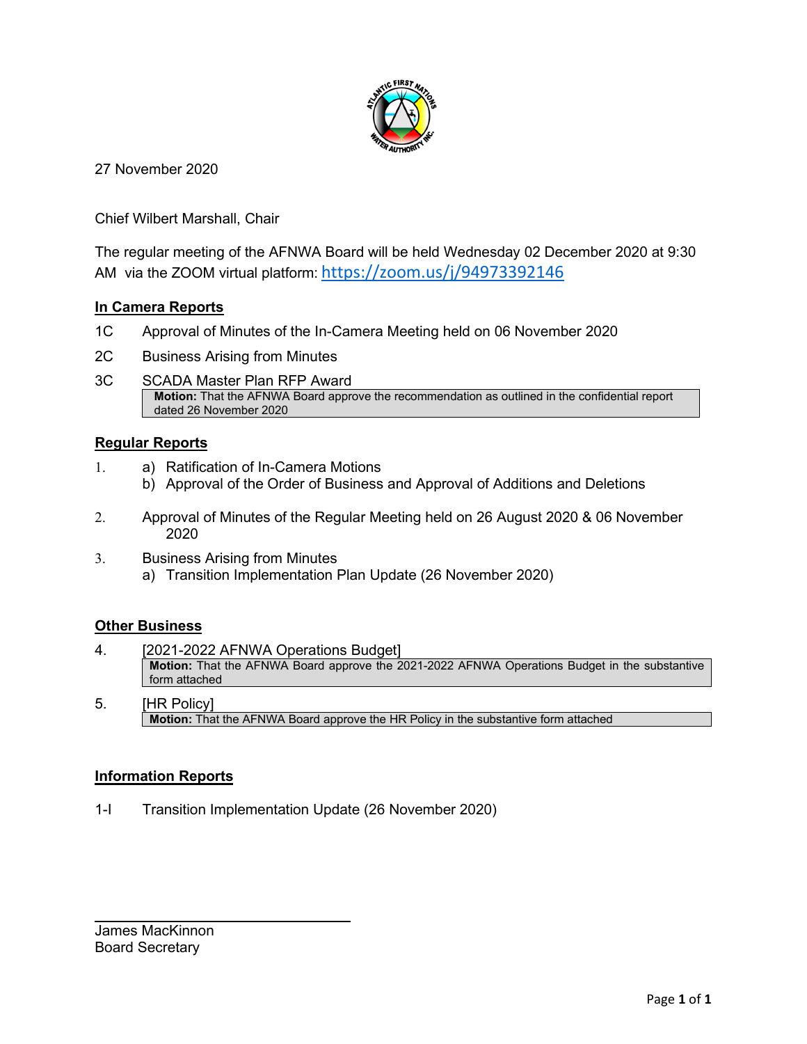27 November 2020

Chief Wilbert Marshall, Chair

The regular meeting of the AFNWA Board will be held Wednesday 02 December 2020 at 9:30 AM via the ZOOM virtual platform: https://zoom.us/j/94973392146

## In Camera Reports

1C Approval of Minutes of the In-Camera Meeting held on 06 November 2020

2C Business Arising from Minutes

3C SCADA Master Plan RFP Award

> **Motion:** That the AFNWA Board approve the recommendation as outlined in the confidential report dated 26 November 2020

## Regular Reports

1. a) Ratification of In-Camera Motions
   b) Approval of the Order of Business and Approval of Additions and Deletions

2. Approval of Minutes of the Regular Meeting held on 26 August 2020 & 06 November 2020

3. Business Arising from Minutes
   a) Transition Implementation Plan Update (26 November 2020)

## Other Business

4. [2021-2022 AFNWA Operations Budget]

> **Motion:** That the AFNWA Board approve the 2021-2022 AFNWA Operations Budget in the substantive form attached

5. [HR Policy]

> **Motion:** That the AFNWA Board approve the HR Policy in the substantive form attached

## Information Reports

1-I Transition Implementation Update (26 November 2020)

James MacKinnon
Board Secretary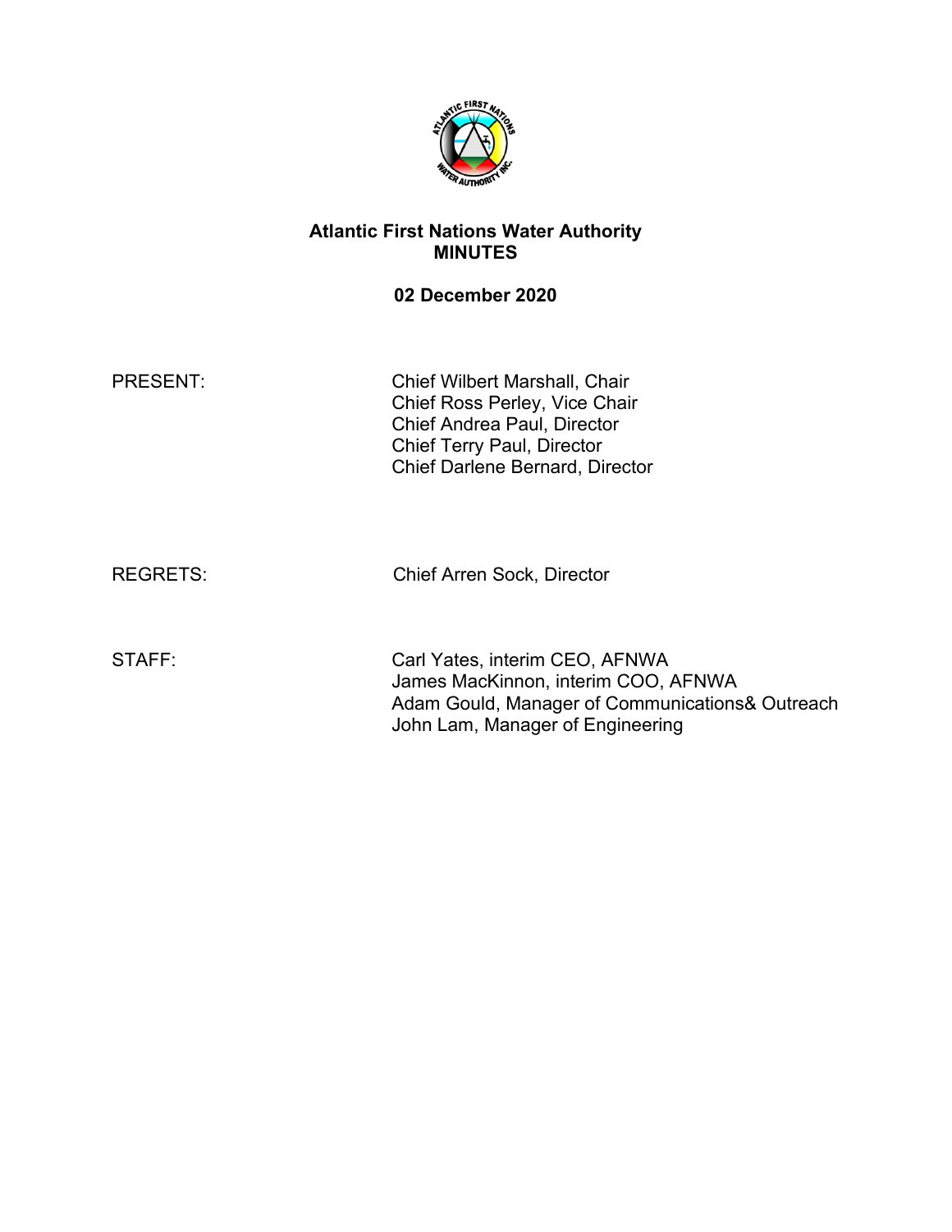# Atlantic First Nations Water Authority
# MINUTES

**02 December 2020**

| | |
|---|---|
| PRESENT: | Chief Wilbert Marshall, Chair<br>Chief Ross Perley, Vice Chair<br>Chief Andrea Paul, Director<br>Chief Terry Paul, Director<br>Chief Darlene Bernard, Director |
| REGRETS: | Chief Arren Sock, Director |
| STAFF: | Carl Yates, interim CEO, AFNWA<br>James MacKinnon, interim COO, AFNWA<br>Adam Gould, Manager of Communications& Outreach<br>John Lam, Manager of Engineering |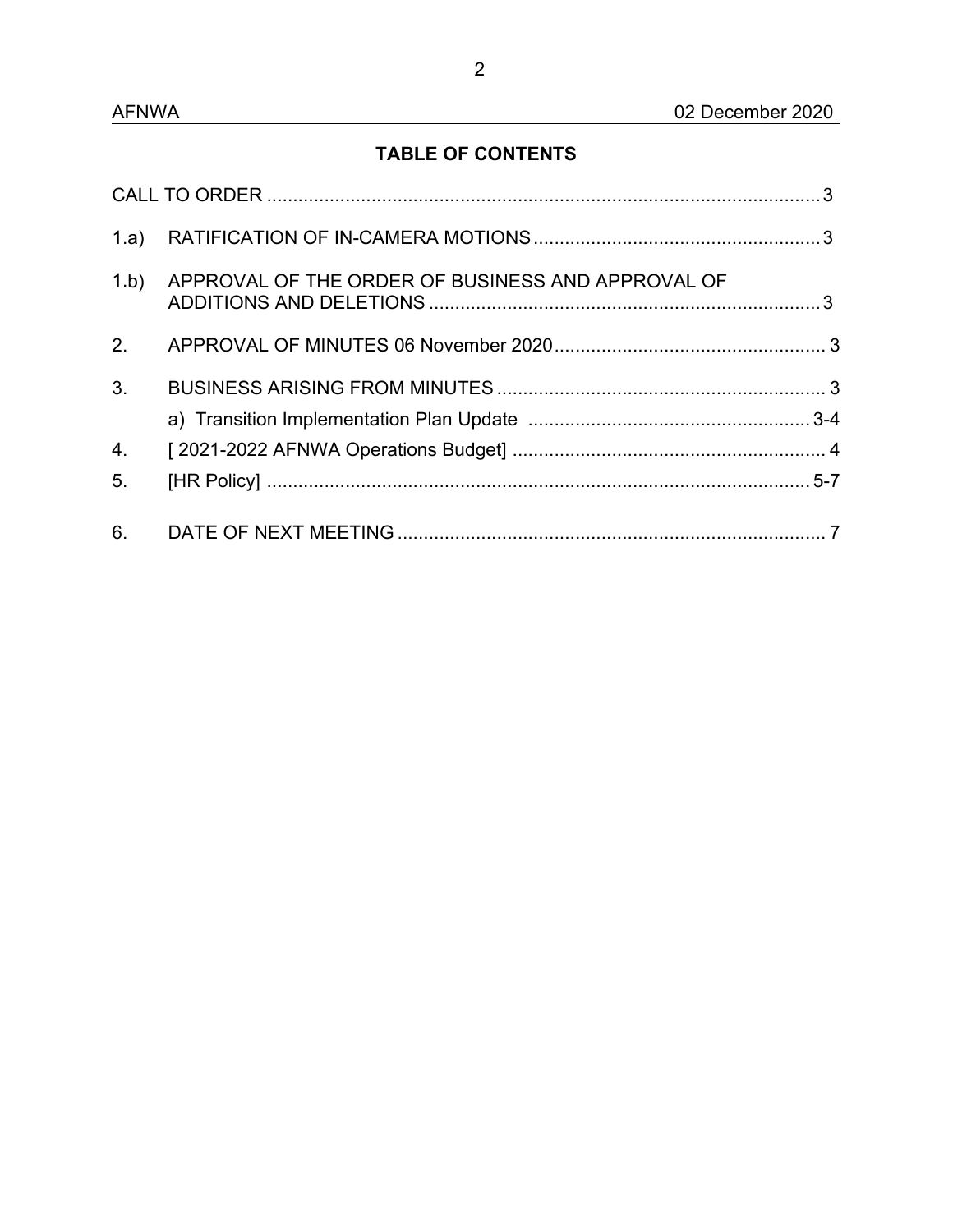## TABLE OF CONTENTS

| | | |
|---|---|---|
| CALL TO ORDER | | 3 |
| 1.a) | RATIFICATION OF IN-CAMERA MOTIONS | 3 |
| 1.b) | APPROVAL OF THE ORDER OF BUSINESS AND APPROVAL OF ADDITIONS AND DELETIONS | 3 |
| 2. | APPROVAL OF MINUTES 06 November 2020 | 3 |
| 3. | BUSINESS ARISING FROM MINUTES | 3 |
| | a) Transition Implementation Plan Update | 3-4 |
| 4. | [ 2021-2022 AFNWA Operations Budget] | 4 |
| 5. | [HR Policy] | 5-7 |
| 6. | DATE OF NEXT MEETING | 7 |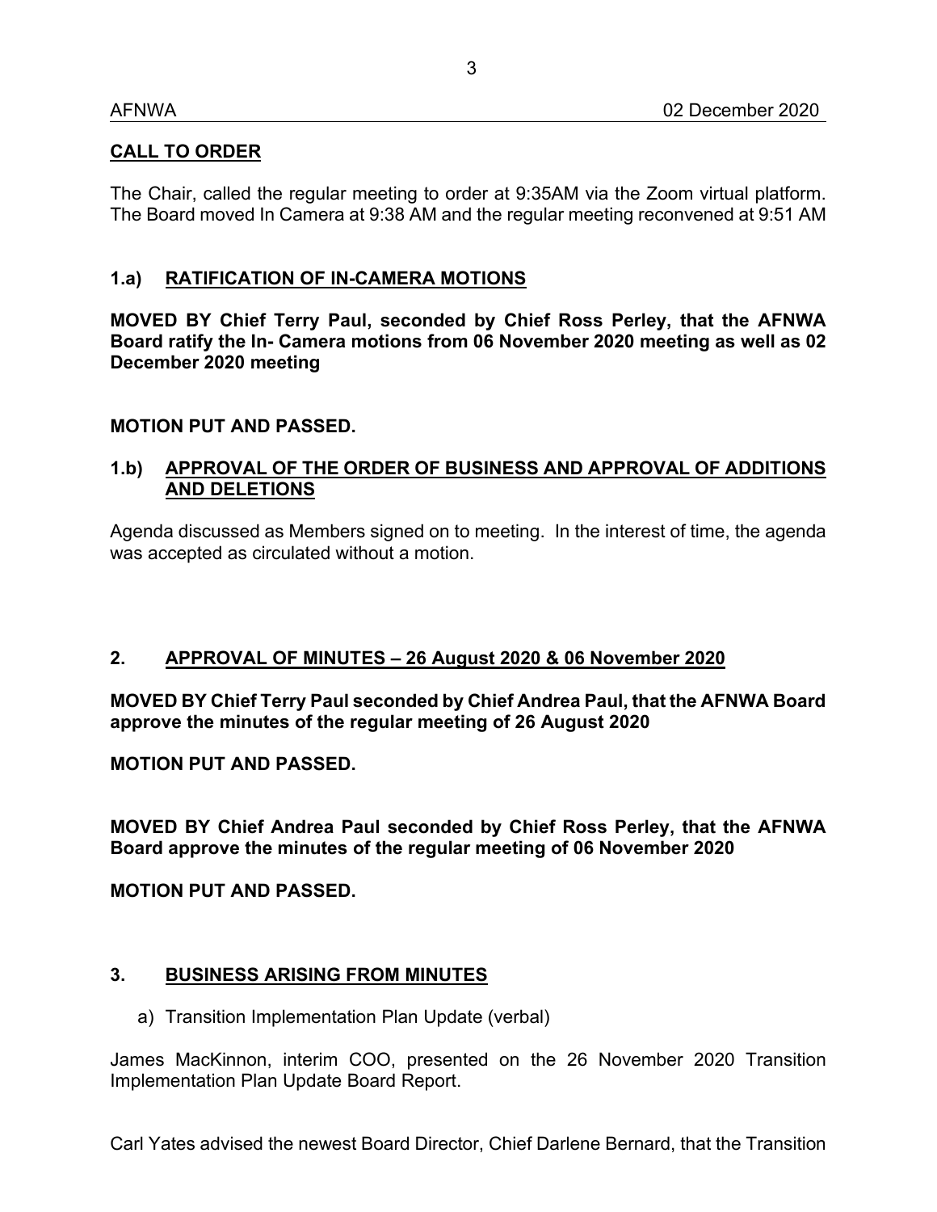## CALL TO ORDER

The Chair, called the regular meeting to order at 9:35AM via the Zoom virtual platform. The Board moved In Camera at 9:38 AM and the regular meeting reconvened at 9:51 AM

## 1.a) RATIFICATION OF IN-CAMERA MOTIONS

**MOVED BY Chief Terry Paul, seconded by Chief Ross Perley, that the AFNWA Board ratify the In- Camera motions from 06 November 2020 meeting as well as 02 December 2020 meeting**

**MOTION PUT AND PASSED.**

## 1.b) APPROVAL OF THE ORDER OF BUSINESS AND APPROVAL OF ADDITIONS AND DELETIONS

Agenda discussed as Members signed on to meeting. In the interest of time, the agenda was accepted as circulated without a motion.

## 2. APPROVAL OF MINUTES – 26 August 2020 & 06 November 2020

**MOVED BY Chief Terry Paul seconded by Chief Andrea Paul, that the AFNWA Board approve the minutes of the regular meeting of 26 August 2020**

**MOTION PUT AND PASSED.**

**MOVED BY Chief Andrea Paul seconded by Chief Ross Perley, that the AFNWA Board approve the minutes of the regular meeting of 06 November 2020**

**MOTION PUT AND PASSED.**

## 3. BUSINESS ARISING FROM MINUTES

a) Transition Implementation Plan Update (verbal)

James MacKinnon, interim COO, presented on the 26 November 2020 Transition Implementation Plan Update Board Report.

Carl Yates advised the newest Board Director, Chief Darlene Bernard, that the Transition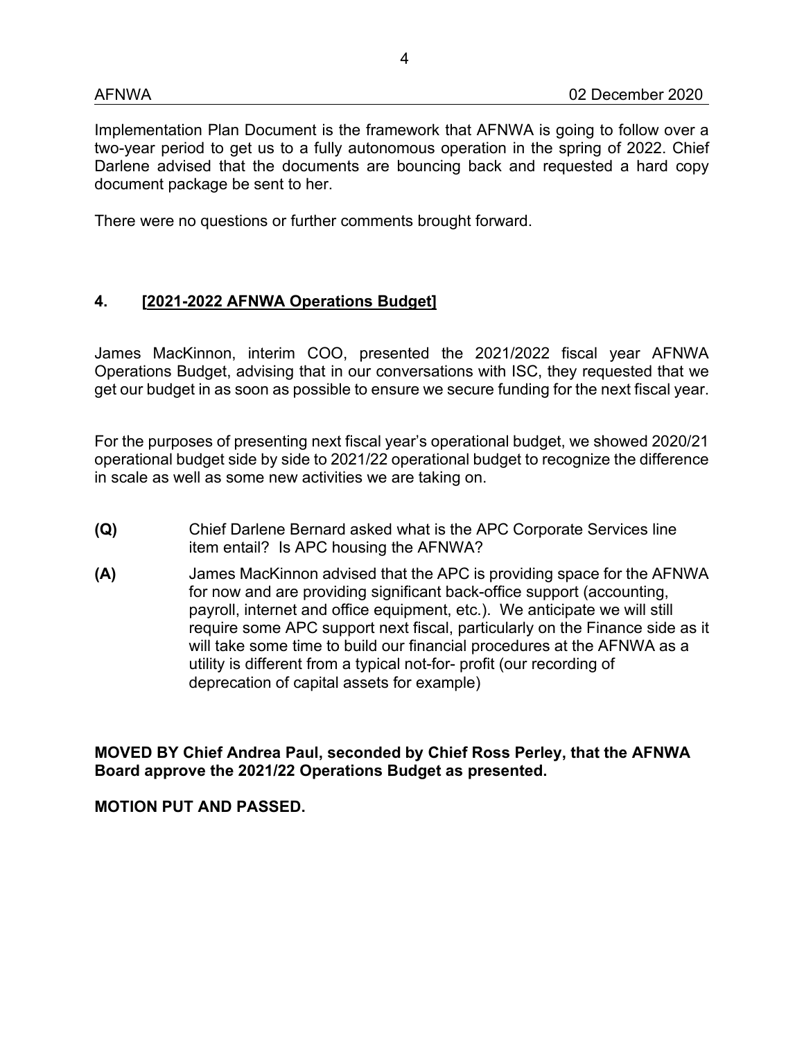Implementation Plan Document is the framework that AFNWA is going to follow over a two-year period to get us to a fully autonomous operation in the spring of 2022. Chief Darlene advised that the documents are bouncing back and requested a hard copy document package be sent to her.

There were no questions or further comments brought forward.

## 4. [2021-2022 AFNWA Operations Budget]

James MacKinnon, interim COO, presented the 2021/2022 fiscal year AFNWA Operations Budget, advising that in our conversations with ISC, they requested that we get our budget in as soon as possible to ensure we secure funding for the next fiscal year.

For the purposes of presenting next fiscal year's operational budget, we showed 2020/21 operational budget side by side to 2021/22 operational budget to recognize the difference in scale as well as some new activities we are taking on.

**(Q)** Chief Darlene Bernard asked what is the APC Corporate Services line item entail? Is APC housing the AFNWA?

**(A)** James MacKinnon advised that the APC is providing space for the AFNWA for now and are providing significant back-office support (accounting, payroll, internet and office equipment, etc.). We anticipate we will still require some APC support next fiscal, particularly on the Finance side as it will take some time to build our financial procedures at the AFNWA as a utility is different from a typical not-for- profit (our recording of deprecation of capital assets for example)

**MOVED BY Chief Andrea Paul, seconded by Chief Ross Perley, that the AFNWA Board approve the 2021/22 Operations Budget as presented.**

**MOTION PUT AND PASSED.**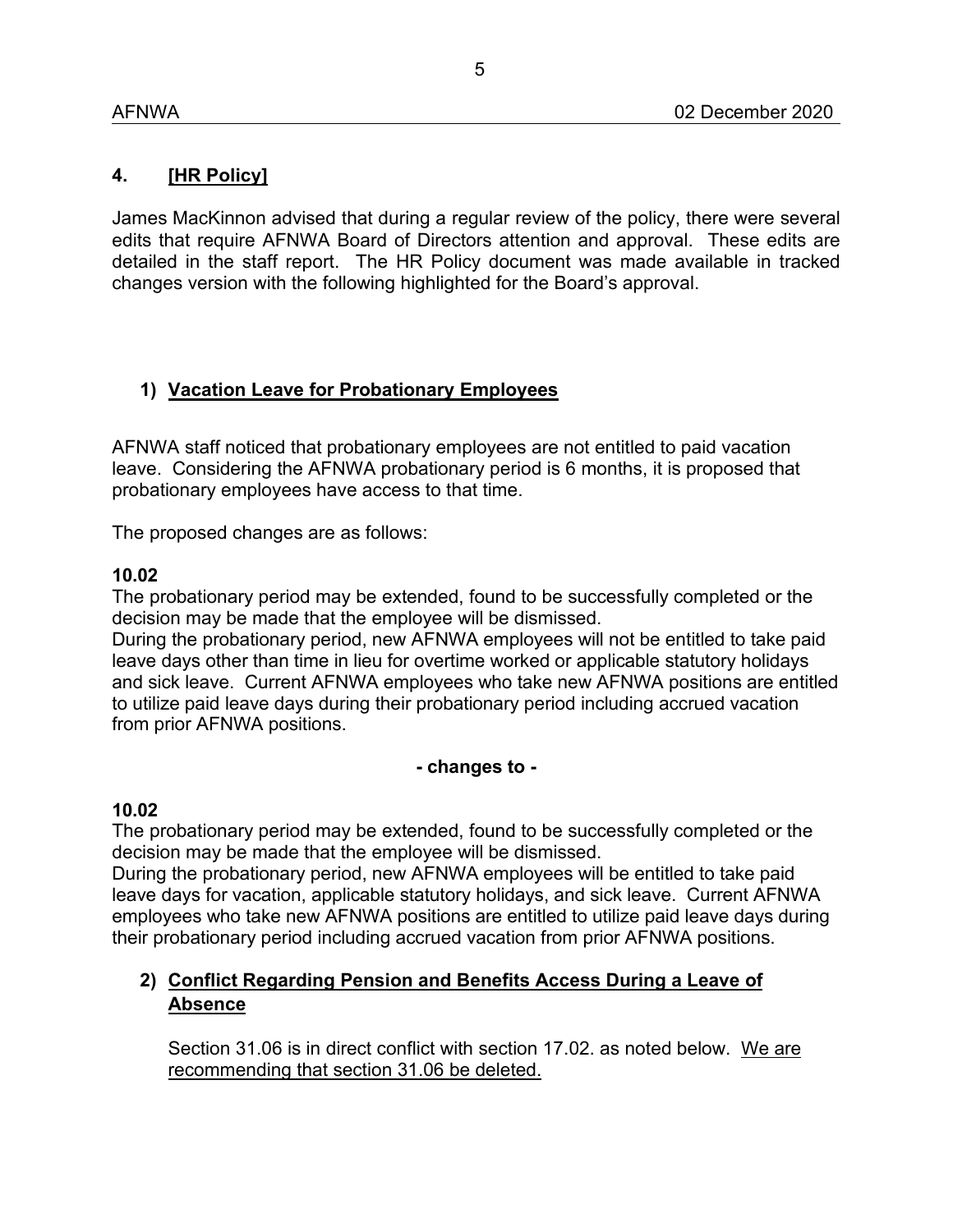## 4. [HR Policy]

James MacKinnon advised that during a regular review of the policy, there were several edits that require AFNWA Board of Directors attention and approval. These edits are detailed in the staff report. The HR Policy document was made available in tracked changes version with the following highlighted for the Board's approval.

### 1) Vacation Leave for Probationary Employees

AFNWA staff noticed that probationary employees are not entitled to paid vacation leave. Considering the AFNWA probationary period is 6 months, it is proposed that probationary employees have access to that time.

The proposed changes are as follows:

**10.02**
The probationary period may be extended, found to be successfully completed or the decision may be made that the employee will be dismissed.
During the probationary period, new AFNWA employees will not be entitled to take paid leave days other than time in lieu for overtime worked or applicable statutory holidays and sick leave. Current AFNWA employees who take new AFNWA positions are entitled to utilize paid leave days during their probationary period including accrued vacation from prior AFNWA positions.

**- changes to -**

**10.02**
The probationary period may be extended, found to be successfully completed or the decision may be made that the employee will be dismissed.
During the probationary period, new AFNWA employees will be entitled to take paid leave days for vacation, applicable statutory holidays, and sick leave. Current AFNWA employees who take new AFNWA positions are entitled to utilize paid leave days during their probationary period including accrued vacation from prior AFNWA positions.

### 2) Conflict Regarding Pension and Benefits Access During a Leave of Absence

Section 31.06 is in direct conflict with section 17.02. as noted below. We are recommending that section 31.06 be deleted.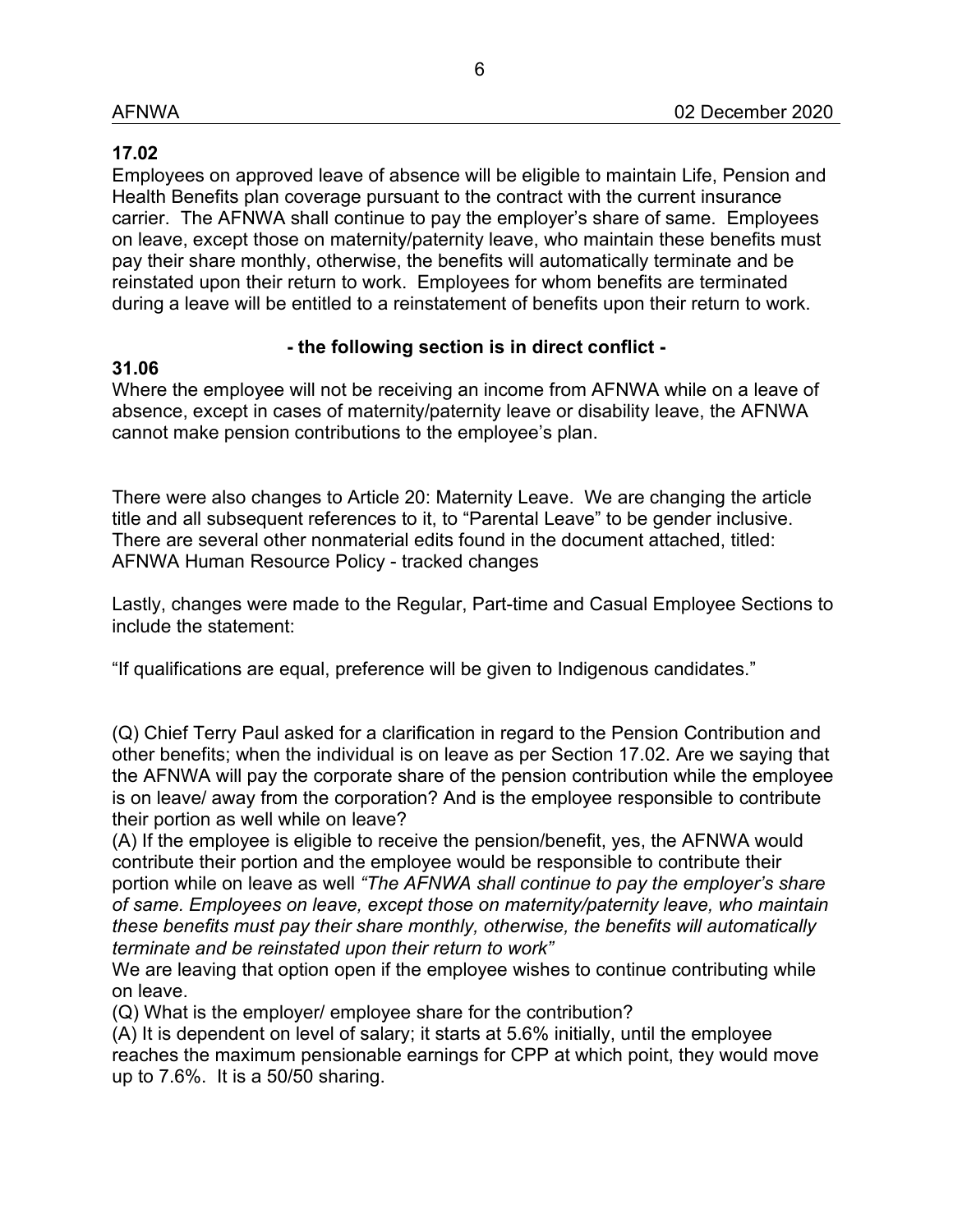**17.02**
Employees on approved leave of absence will be eligible to maintain Life, Pension and Health Benefits plan coverage pursuant to the contract with the current insurance carrier. The AFNWA shall continue to pay the employer's share of same. Employees on leave, except those on maternity/paternity leave, who maintain these benefits must pay their share monthly, otherwise, the benefits will automatically terminate and be reinstated upon their return to work. Employees for whom benefits are terminated during a leave will be entitled to a reinstatement of benefits upon their return to work.

**- the following section is in direct conflict -**

**31.06**
Where the employee will not be receiving an income from AFNWA while on a leave of absence, except in cases of maternity/paternity leave or disability leave, the AFNWA cannot make pension contributions to the employee's plan.

There were also changes to Article 20: Maternity Leave. We are changing the article title and all subsequent references to it, to "Parental Leave" to be gender inclusive. There are several other nonmaterial edits found in the document attached, titled: AFNWA Human Resource Policy - tracked changes

Lastly, changes were made to the Regular, Part-time and Casual Employee Sections to include the statement:

"If qualifications are equal, preference will be given to Indigenous candidates."

(Q) Chief Terry Paul asked for a clarification in regard to the Pension Contribution and other benefits; when the individual is on leave as per Section 17.02. Are we saying that the AFNWA will pay the corporate share of the pension contribution while the employee is on leave/ away from the corporation? And is the employee responsible to contribute their portion as well while on leave?
(A) If the employee is eligible to receive the pension/benefit, yes, the AFNWA would contribute their portion and the employee would be responsible to contribute their portion while on leave as well *"The AFNWA shall continue to pay the employer's share of same. Employees on leave, except those on maternity/paternity leave, who maintain these benefits must pay their share monthly, otherwise, the benefits will automatically terminate and be reinstated upon their return to work"*
We are leaving that option open if the employee wishes to continue contributing while on leave.
(Q) What is the employer/ employee share for the contribution?
(A) It is dependent on level of salary; it starts at 5.6% initially, until the employee reaches the maximum pensionable earnings for CPP at which point, they would move up to 7.6%. It is a 50/50 sharing.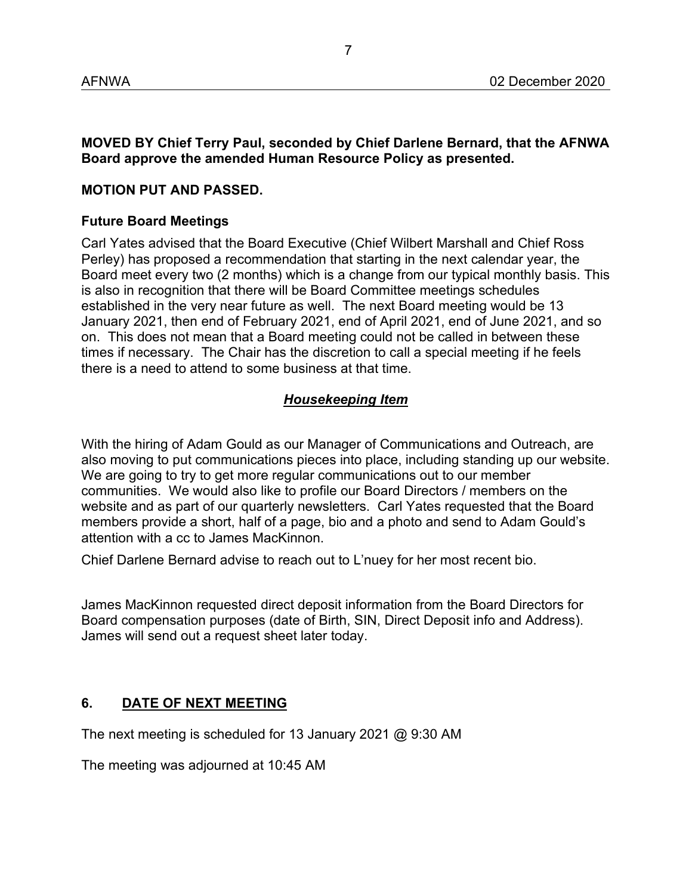**MOVED BY Chief Terry Paul, seconded by Chief Darlene Bernard, that the AFNWA Board approve the amended Human Resource Policy as presented.**

**MOTION PUT AND PASSED.**

**Future Board Meetings**

Carl Yates advised that the Board Executive (Chief Wilbert Marshall and Chief Ross Perley) has proposed a recommendation that starting in the next calendar year, the Board meet every two (2 months) which is a change from our typical monthly basis. This is also in recognition that there will be Board Committee meetings schedules established in the very near future as well. The next Board meeting would be 13 January 2021, then end of February 2021, end of April 2021, end of June 2021, and so on. This does not mean that a Board meeting could not be called in between these times if necessary. The Chair has the discretion to call a special meeting if he feels there is a need to attend to some business at that time.

***Housekeeping Item***

With the hiring of Adam Gould as our Manager of Communications and Outreach, are also moving to put communications pieces into place, including standing up our website. We are going to try to get more regular communications out to our member communities. We would also like to profile our Board Directors / members on the website and as part of our quarterly newsletters. Carl Yates requested that the Board members provide a short, half of a page, bio and a photo and send to Adam Gould's attention with a cc to James MacKinnon.

Chief Darlene Bernard advise to reach out to L'nuey for her most recent bio.

James MacKinnon requested direct deposit information from the Board Directors for Board compensation purposes (date of Birth, SIN, Direct Deposit info and Address). James will send out a request sheet later today.

## 6. DATE OF NEXT MEETING

The next meeting is scheduled for 13 January 2021 @ 9:30 AM

The meeting was adjourned at 10:45 AM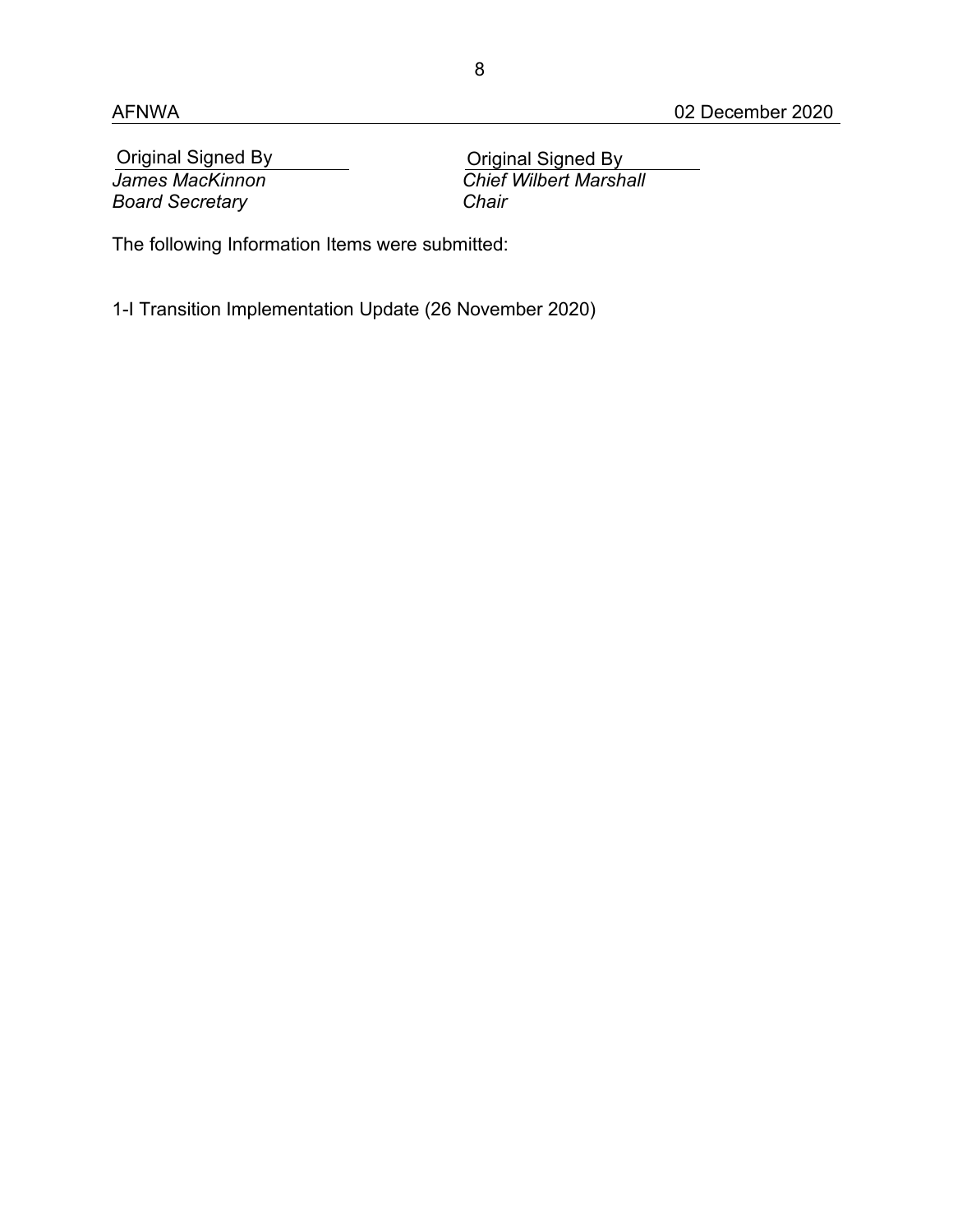Original Signed By
*James MacKinnon*
*Board Secretary*

Original Signed By
*Chief Wilbert Marshall*
*Chair*

The following Information Items were submitted:

1-I Transition Implementation Update (26 November 2020)